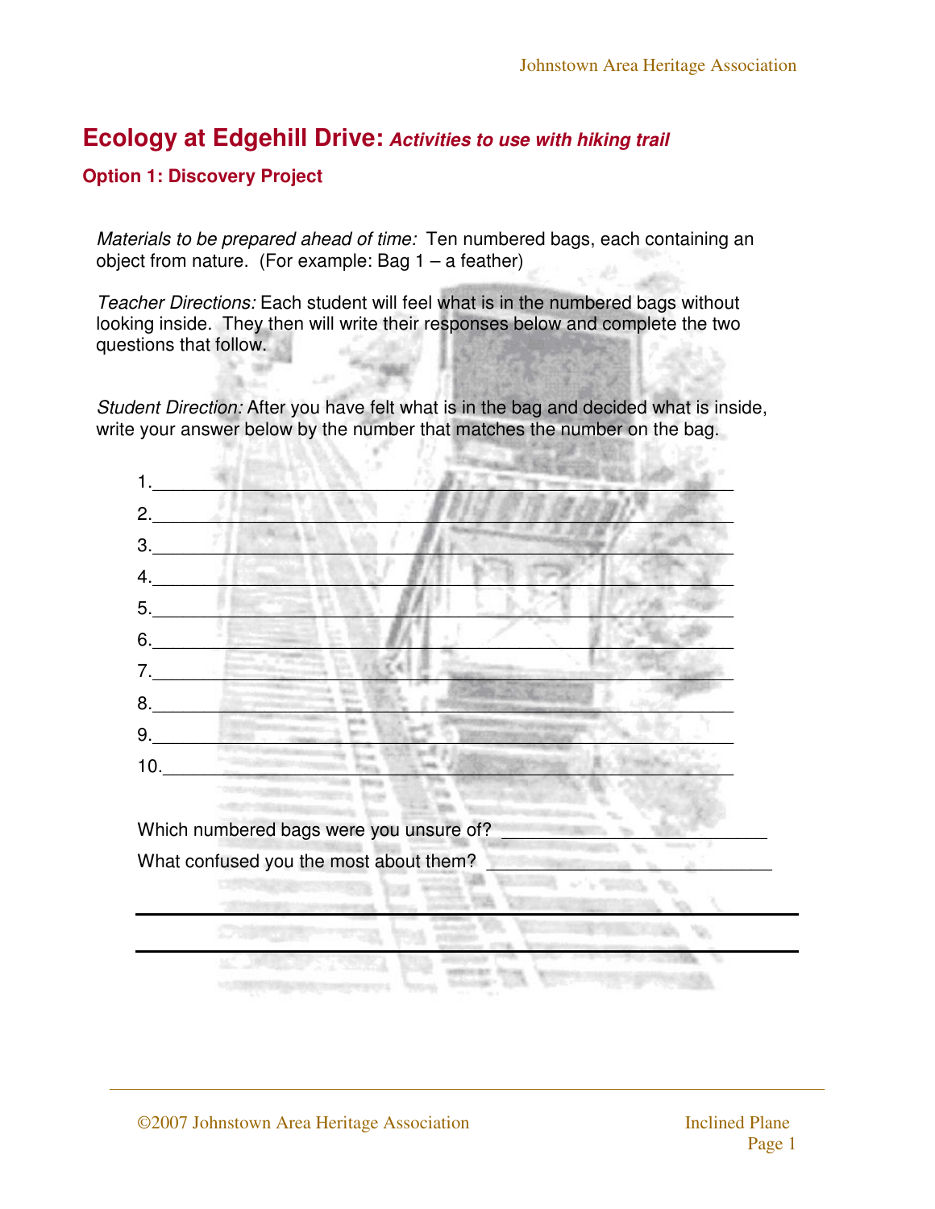# Ecology at Edgehill Drive: *Activities to use with hiking trail*

## Option 1: Discovery Project

*Materials to be prepared ahead of time:* Ten numbered bags, each containing an object from nature. (For example: Bag 1 – a feather)

*Teacher Directions:* Each student will feel what is in the numbered bags without looking inside. They then will write their responses below and complete the two questions that follow.

*Student Direction:* After you have felt what is in the bag and decided what is inside, write your answer below by the number that matches the number on the bag.

1.\_\_\_\_\_\_\_\_\_\_\_\_\_\_\_\_\_\_\_\_\_\_\_\_\_\_\_\_\_\_\_\_\_\_\_\_\_\_\_\_\_\_\_\_\_\_\_\_\_\_\_\_\_\_\_\_\_

2.\_\_\_\_\_\_\_\_\_\_\_\_\_\_\_\_\_\_\_\_\_\_\_\_\_\_\_\_\_\_\_\_\_\_\_\_\_\_\_\_\_\_\_\_\_\_\_\_\_\_\_\_\_\_\_\_\_

3.\_\_\_\_\_\_\_\_\_\_\_\_\_\_\_\_\_\_\_\_\_\_\_\_\_\_\_\_\_\_\_\_\_\_\_\_\_\_\_\_\_\_\_\_\_\_\_\_\_\_\_\_\_\_\_\_\_

4.\_\_\_\_\_\_\_\_\_\_\_\_\_\_\_\_\_\_\_\_\_\_\_\_\_\_\_\_\_\_\_\_\_\_\_\_\_\_\_\_\_\_\_\_\_\_\_\_\_\_\_\_\_\_\_\_\_

5.\_\_\_\_\_\_\_\_\_\_\_\_\_\_\_\_\_\_\_\_\_\_\_\_\_\_\_\_\_\_\_\_\_\_\_\_\_\_\_\_\_\_\_\_\_\_\_\_\_\_\_\_\_\_\_\_\_

6.\_\_\_\_\_\_\_\_\_\_\_\_\_\_\_\_\_\_\_\_\_\_\_\_\_\_\_\_\_\_\_\_\_\_\_\_\_\_\_\_\_\_\_\_\_\_\_\_\_\_\_\_\_\_\_\_\_

7.\_\_\_\_\_\_\_\_\_\_\_\_\_\_\_\_\_\_\_\_\_\_\_\_\_\_\_\_\_\_\_\_\_\_\_\_\_\_\_\_\_\_\_\_\_\_\_\_\_\_\_\_\_\_\_\_\_

8.\_\_\_\_\_\_\_\_\_\_\_\_\_\_\_\_\_\_\_\_\_\_\_\_\_\_\_\_\_\_\_\_\_\_\_\_\_\_\_\_\_\_\_\_\_\_\_\_\_\_\_\_\_\_\_\_\_

9.\_\_\_\_\_\_\_\_\_\_\_\_\_\_\_\_\_\_\_\_\_\_\_\_\_\_\_\_\_\_\_\_\_\_\_\_\_\_\_\_\_\_\_\_\_\_\_\_\_\_\_\_\_\_\_\_\_

10.\_\_\_\_\_\_\_\_\_\_\_\_\_\_\_\_\_\_\_\_\_\_\_\_\_\_\_\_\_\_\_\_\_\_\_\_\_\_\_\_\_\_\_\_\_\_\_\_\_\_\_\_\_\_\_\_

Which numbered bags were you unsure of? \_\_\_\_\_\_\_\_\_\_\_\_\_\_\_\_\_\_\_\_\_\_\_\_\_\_

What confused you the most about them? \_\_\_\_\_\_\_\_\_\_\_\_\_\_\_\_\_\_\_\_\_\_\_\_\_\_

\_\_\_\_\_\_\_\_\_\_\_\_\_\_\_\_\_\_\_\_\_\_\_\_\_\_\_\_\_\_\_\_\_\_\_\_\_\_\_\_\_\_\_\_\_\_\_\_\_\_\_\_\_\_\_\_\_\_\_\_\_\_

\_\_\_\_\_\_\_\_\_\_\_\_\_\_\_\_\_\_\_\_\_\_\_\_\_\_\_\_\_\_\_\_\_\_\_\_\_\_\_\_\_\_\_\_\_\_\_\_\_\_\_\_\_\_\_\_\_\_\_\_\_\_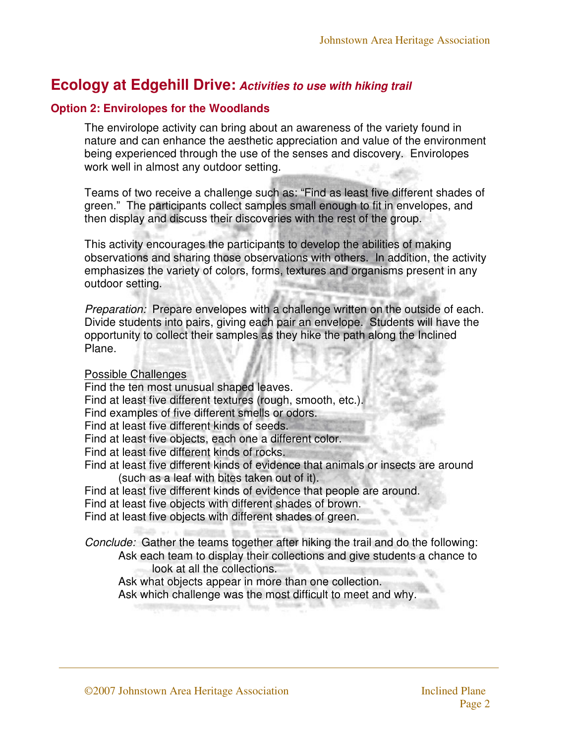# Ecology at Edgehill Drive: *Activities to use with hiking trail*

## Option 2: Envirolopes for the Woodlands

The envirolope activity can bring about an awareness of the variety found in nature and can enhance the aesthetic appreciation and value of the environment being experienced through the use of the senses and discovery. Envirolopes work well in almost any outdoor setting.

Teams of two receive a challenge such as: "Find as least five different shades of green." The participants collect samples small enough to fit in envelopes, and then display and discuss their discoveries with the rest of the group.

This activity encourages the participants to develop the abilities of making observations and sharing those observations with others. In addition, the activity emphasizes the variety of colors, forms, textures and organisms present in any outdoor setting.

*Preparation:* Prepare envelopes with a challenge written on the outside of each. Divide students into pairs, giving each pair an envelope. Students will have the opportunity to collect their samples as they hike the path along the Inclined Plane.

<u>Possible Challenges</u>

Find the ten most unusual shaped leaves.
Find at least five different textures (rough, smooth, etc.).
Find examples of five different smells or odors.
Find at least five different kinds of seeds.
Find at least five objects, each one a different color.
Find at least five different kinds of rocks.
Find at least five different kinds of evidence that animals or insects are around (such as a leaf with bites taken out of it).
Find at least five different kinds of evidence that people are around.
Find at least five objects with different shades of brown.
Find at least five objects with different shades of green.

*Conclude:* Gather the teams together after hiking the trail and do the following:

- Ask each team to display their collections and give students a chance to look at all the collections.
- Ask what objects appear in more than one collection.
- Ask which challenge was the most difficult to meet and why.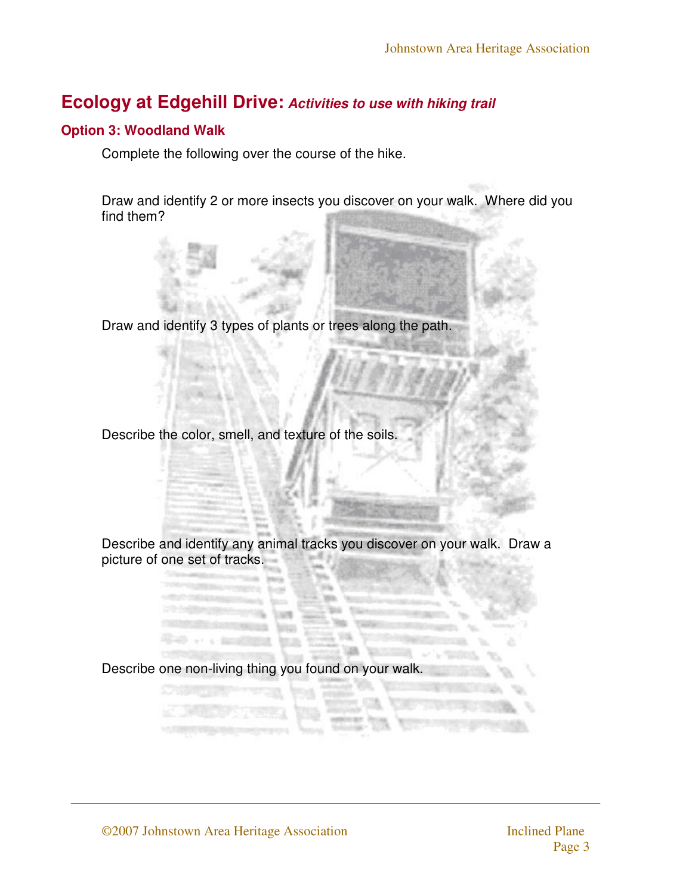# Ecology at Edgehill Drive: *Activities to use with hiking trail*

## Option 3: Woodland Walk

Complete the following over the course of the hike.

Draw and identify 2 or more insects you discover on your walk. Where did you find them?

Draw and identify 3 types of plants or trees along the path.

Describe the color, smell, and texture of the soils.

Describe and identify any animal tracks you discover on your walk. Draw a picture of one set of tracks.

Describe one non-living thing you found on your walk.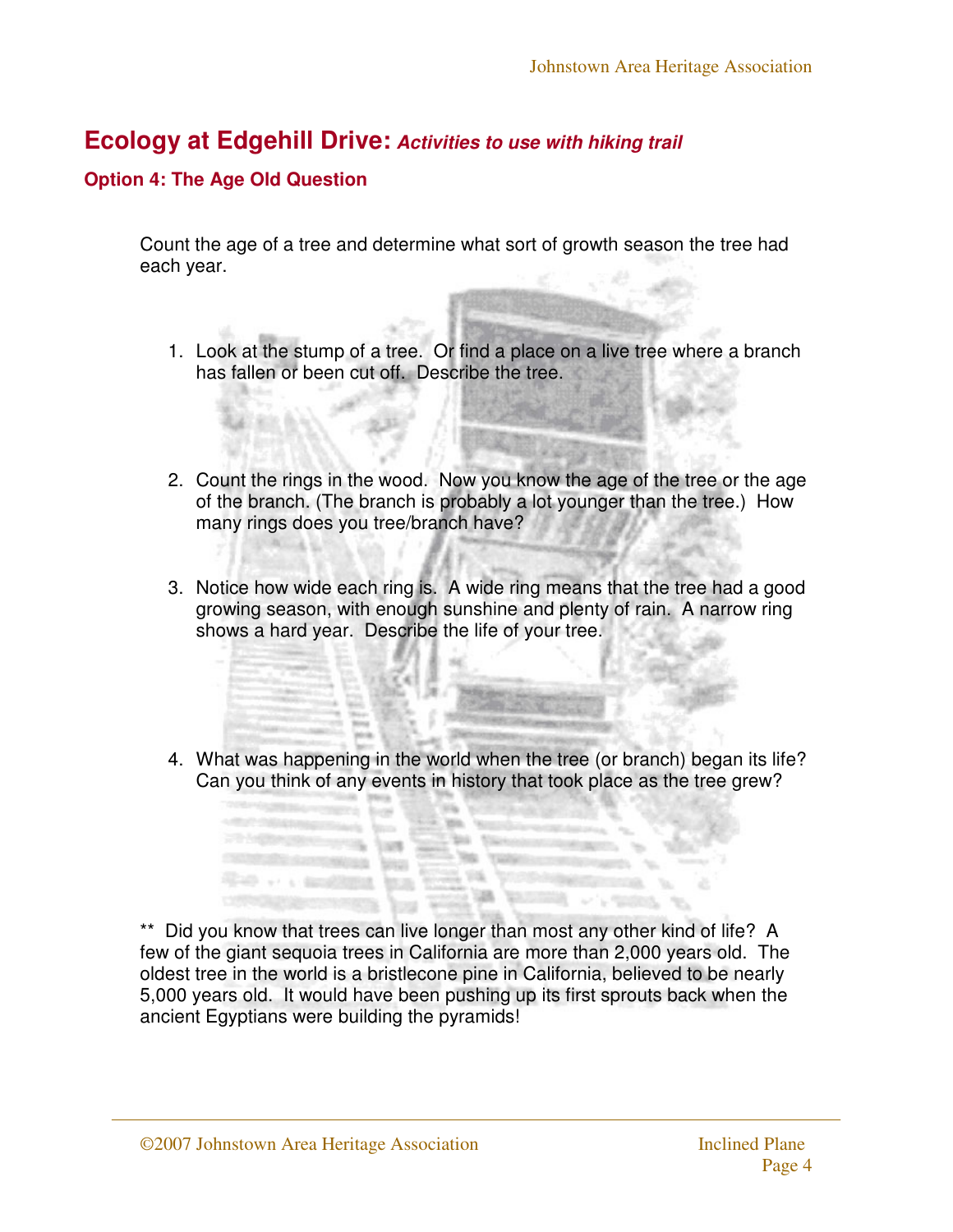## Ecology at Edgehill Drive: *Activities to use with hiking trail*

### Option 4: The Age Old Question

Count the age of a tree and determine what sort of growth season the tree had each year.

1. Look at the stump of a tree. Or find a place on a live tree where a branch has fallen or been cut off. Describe the tree.

2. Count the rings in the wood. Now you know the age of the tree or the age of the branch. (The branch is probably a lot younger than the tree.) How many rings does you tree/branch have?

3. Notice how wide each ring is. A wide ring means that the tree had a good growing season, with enough sunshine and plenty of rain. A narrow ring shows a hard year. Describe the life of your tree.

4. What was happening in the world when the tree (or branch) began its life? Can you think of any events in history that took place as the tree grew?

** Did you know that trees can live longer than most any other kind of life? A few of the giant sequoia trees in California are more than 2,000 years old. The oldest tree in the world is a bristlecone pine in California, believed to be nearly 5,000 years old. It would have been pushing up its first sprouts back when the ancient Egyptians were building the pyramids!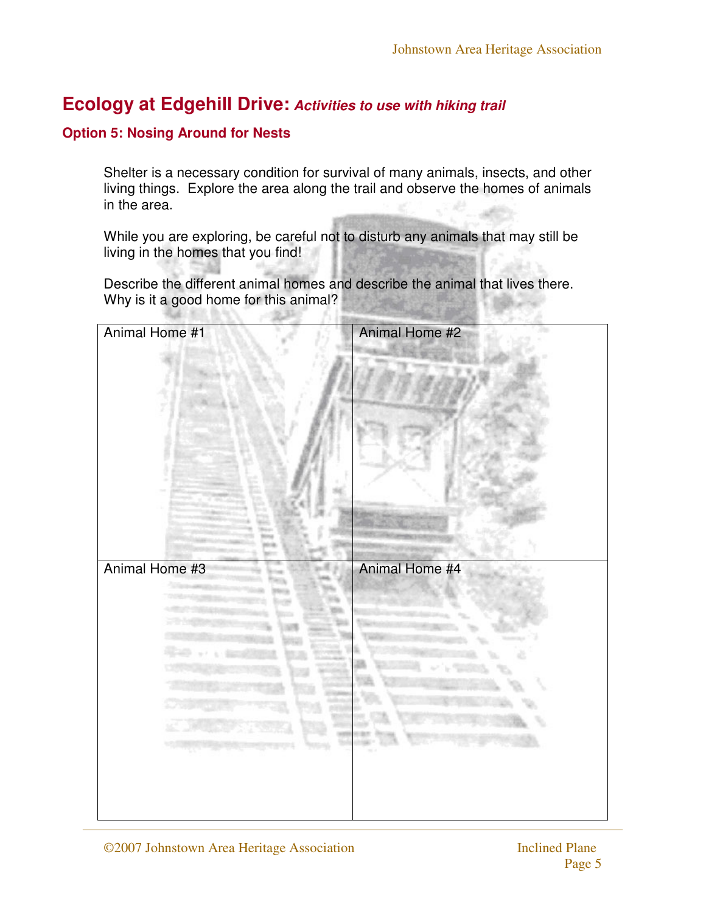## Ecology at Edgehill Drive: *Activities to use with hiking trail*

### Option 5: Nosing Around for Nests

Shelter is a necessary condition for survival of many animals, insects, and other living things. Explore the area along the trail and observe the homes of animals in the area.

While you are exploring, be careful not to disturb any animals that may still be living in the homes that you find!

Describe the different animal homes and describe the animal that lives there. Why is it a good home for this animal?

| Animal Home #1 | Animal Home #2 |
|---|---|
| | |
| **Animal Home #3** | **Animal Home #4** |
| | |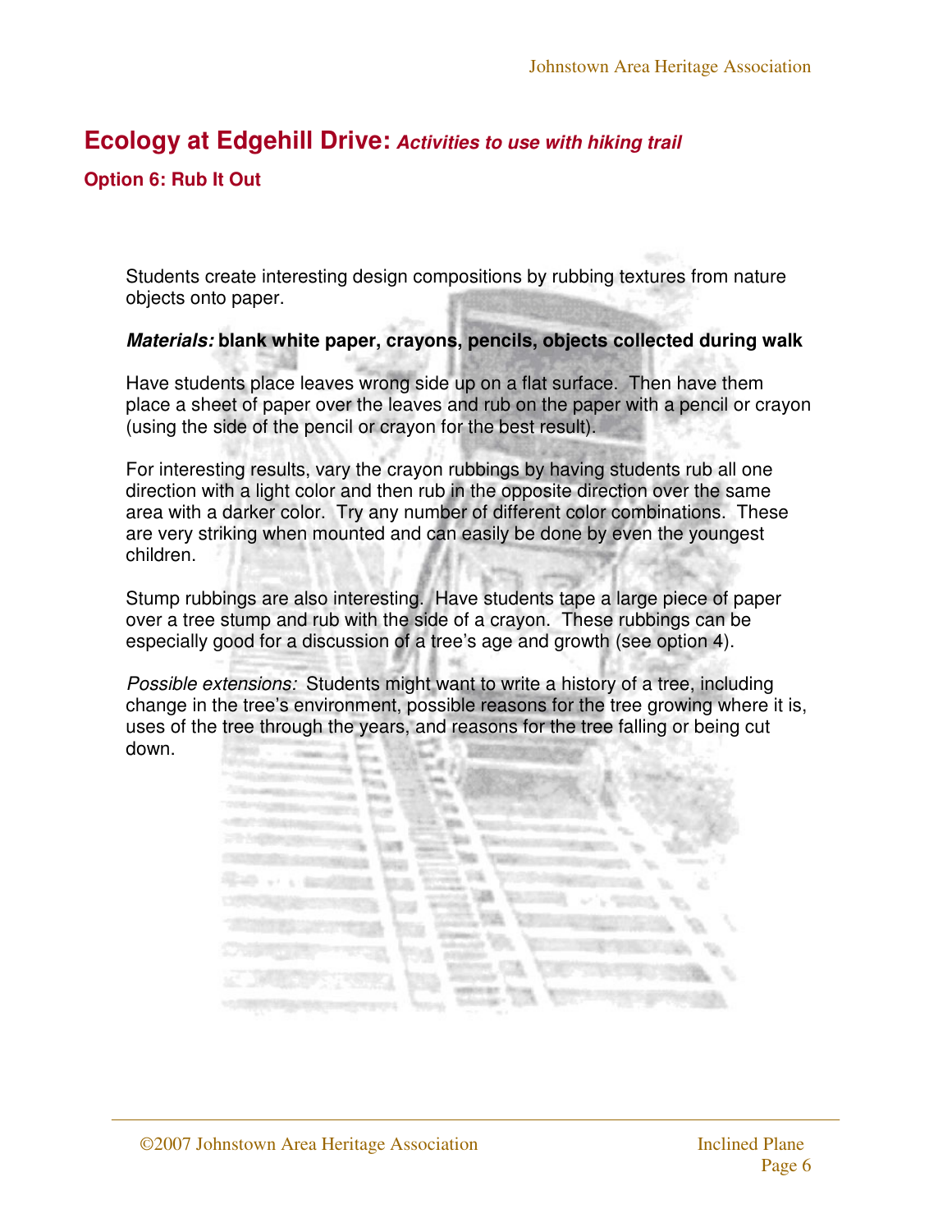## Ecology at Edgehill Drive: *Activities to use with hiking trail*

### Option 6: Rub It Out

Students create interesting design compositions by rubbing textures from nature objects onto paper.

***Materials:*** **blank white paper, crayons, pencils, objects collected during walk**

Have students place leaves wrong side up on a flat surface. Then have them place a sheet of paper over the leaves and rub on the paper with a pencil or crayon (using the side of the pencil or crayon for the best result).

For interesting results, vary the crayon rubbings by having students rub all one direction with a light color and then rub in the opposite direction over the same area with a darker color. Try any number of different color combinations. These are very striking when mounted and can easily be done by even the youngest children.

Stump rubbings are also interesting. Have students tape a large piece of paper over a tree stump and rub with the side of a crayon. These rubbings can be especially good for a discussion of a tree's age and growth (see option 4).

*Possible extensions:* Students might want to write a history of a tree, including change in the tree's environment, possible reasons for the tree growing where it is, uses of the tree through the years, and reasons for the tree falling or being cut down.